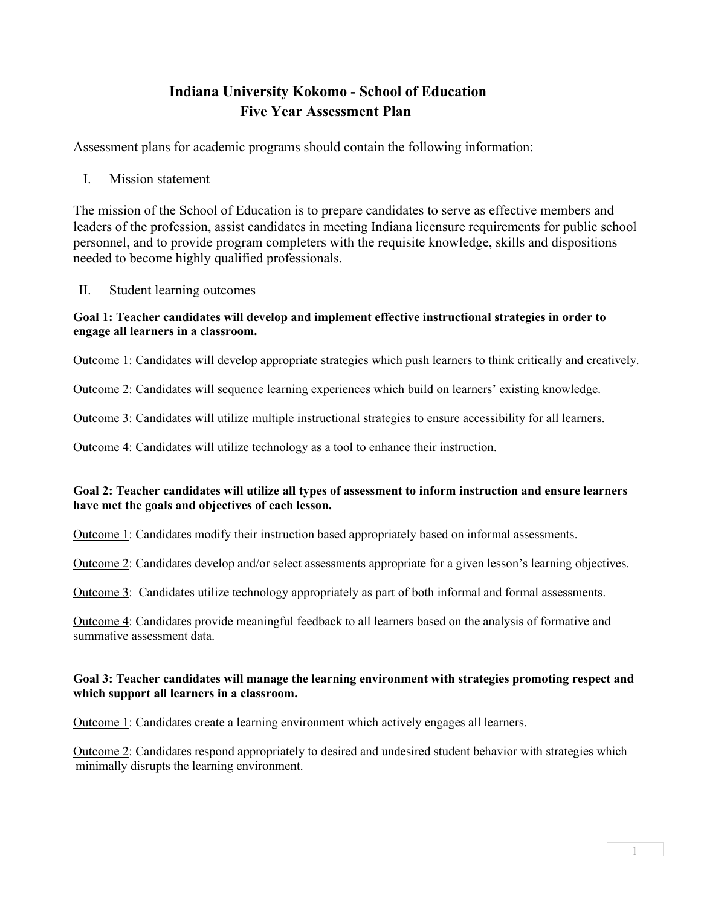# Indiana University Kokomo - School of Education
## Five Year Assessment Plan

Assessment plans for academic programs should contain the following information:

I. Mission statement

The mission of the School of Education is to prepare candidates to serve as effective members and leaders of the profession, assist candidates in meeting Indiana licensure requirements for public school personnel, and to provide program completers with the requisite knowledge, skills and dispositions needed to become highly qualified professionals.

II. Student learning outcomes

**Goal 1: Teacher candidates will develop and implement effective instructional strategies in order to engage all learners in a classroom.**

<u>Outcome 1</u>: Candidates will develop appropriate strategies which push learners to think critically and creatively.

<u>Outcome 2</u>: Candidates will sequence learning experiences which build on learners' existing knowledge.

<u>Outcome 3</u>: Candidates will utilize multiple instructional strategies to ensure accessibility for all learners.

<u>Outcome 4</u>: Candidates will utilize technology as a tool to enhance their instruction.

**Goal 2: Teacher candidates will utilize all types of assessment to inform instruction and ensure learners have met the goals and objectives of each lesson.**

<u>Outcome 1</u>: Candidates modify their instruction based appropriately based on informal assessments.

<u>Outcome 2</u>: Candidates develop and/or select assessments appropriate for a given lesson's learning objectives.

<u>Outcome 3</u>: Candidates utilize technology appropriately as part of both informal and formal assessments.

<u>Outcome 4</u>: Candidates provide meaningful feedback to all learners based on the analysis of formative and summative assessment data.

**Goal 3: Teacher candidates will manage the learning environment with strategies promoting respect and which support all learners in a classroom.**

<u>Outcome 1</u>: Candidates create a learning environment which actively engages all learners.

<u>Outcome 2</u>: Candidates respond appropriately to desired and undesired student behavior with strategies which minimally disrupts the learning environment.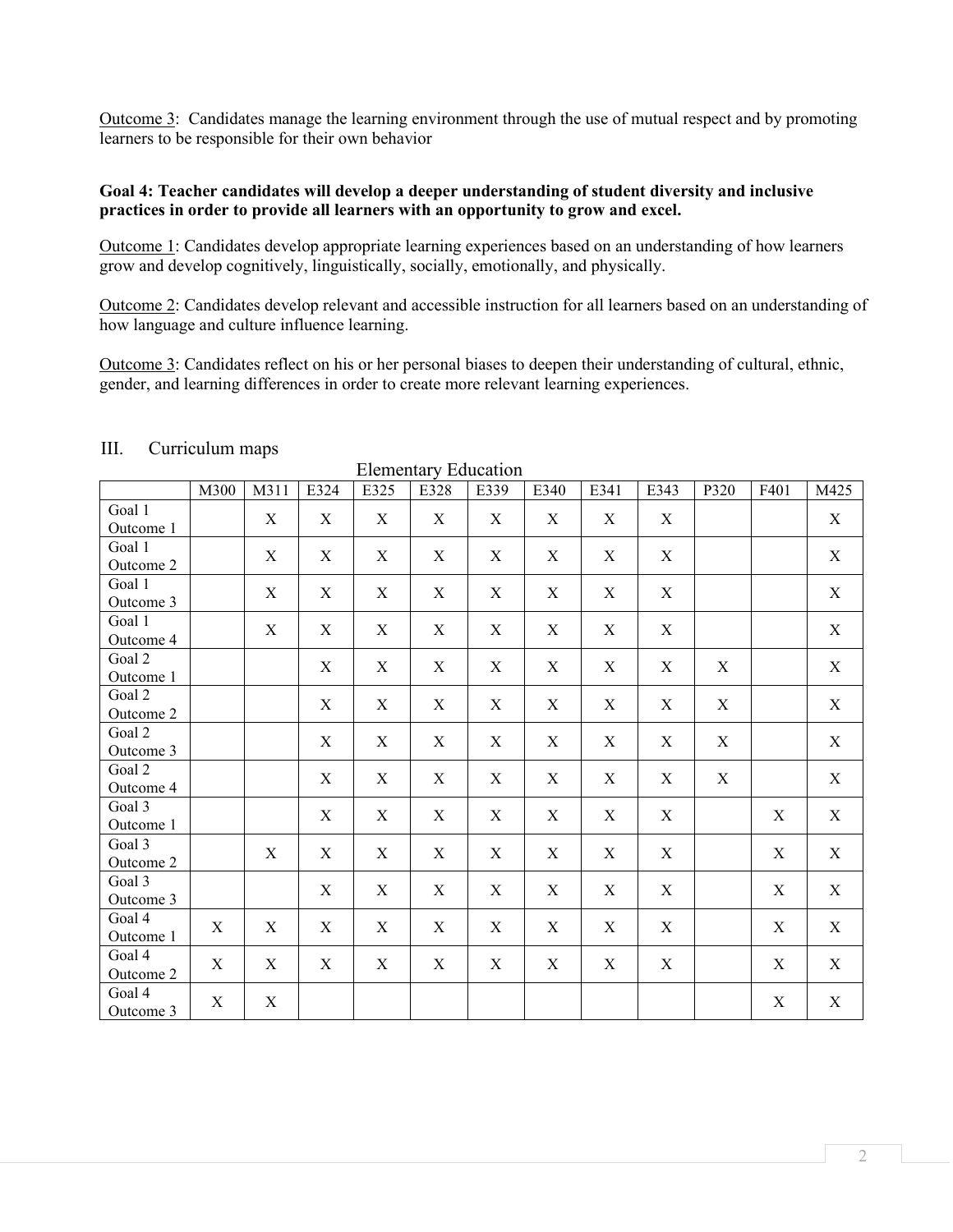Outcome 3: Candidates manage the learning environment through the use of mutual respect and by promoting learners to be responsible for their own behavior

**Goal 4: Teacher candidates will develop a deeper understanding of student diversity and inclusive practices in order to provide all learners with an opportunity to grow and excel.**

Outcome 1: Candidates develop appropriate learning experiences based on an understanding of how learners grow and develop cognitively, linguistically, socially, emotionally, and physically.

Outcome 2: Candidates develop relevant and accessible instruction for all learners based on an understanding of how language and culture influence learning.

Outcome 3: Candidates reflect on his or her personal biases to deepen their understanding of cultural, ethnic, gender, and learning differences in order to create more relevant learning experiences.

## III. Curriculum maps

Elementary Education

| | M300 | M311 | E324 | E325 | E328 | E339 | E340 | E341 | E343 | P320 | F401 | M425 |
|---|---|---|---|---|---|---|---|---|---|---|---|---|
| Goal 1 Outcome 1 | | X | X | X | X | X | X | X | X | | | X |
| Goal 1 Outcome 2 | | X | X | X | X | X | X | X | X | | | X |
| Goal 1 Outcome 3 | | X | X | X | X | X | X | X | X | | | X |
| Goal 1 Outcome 4 | | X | X | X | X | X | X | X | X | | | X |
| Goal 2 Outcome 1 | | | X | X | X | X | X | X | X | X | | X |
| Goal 2 Outcome 2 | | | X | X | X | X | X | X | X | X | | X |
| Goal 2 Outcome 3 | | | X | X | X | X | X | X | X | X | | X |
| Goal 2 Outcome 4 | | | X | X | X | X | X | X | X | X | | X |
| Goal 3 Outcome 1 | | | X | X | X | X | X | X | X | | X | X |
| Goal 3 Outcome 2 | | X | X | X | X | X | X | X | X | | X | X |
| Goal 3 Outcome 3 | | | X | X | X | X | X | X | X | | X | X |
| Goal 4 Outcome 1 | X | X | X | X | X | X | X | X | X | | X | X |
| Goal 4 Outcome 2 | X | X | X | X | X | X | X | X | X | | X | X |
| Goal 4 Outcome 3 | X | X | | | | | | | | | X | X |